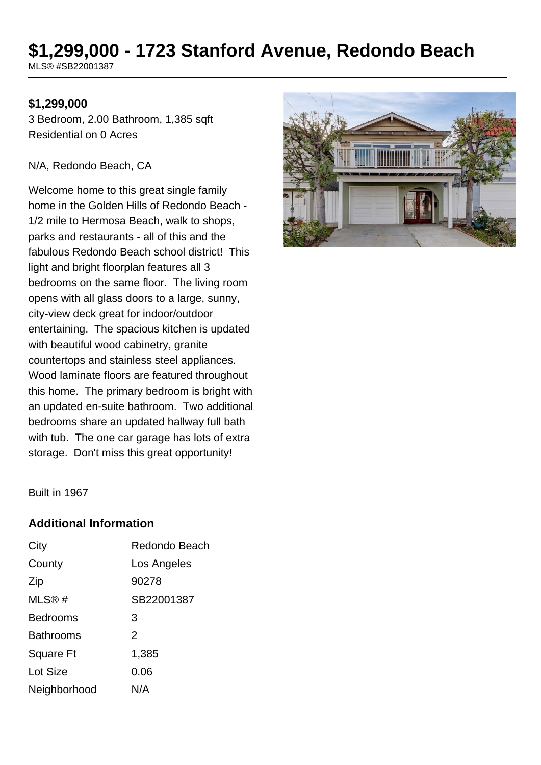# $1,299,000 - 1723 Stanford Avenue, Redondo Beach

MLS® #SB22001387

**$1,299,000**

3 Bedroom, 2.00 Bathroom, 1,385 sqft
Residential on 0 Acres

N/A, Redondo Beach, CA

Welcome home to this great single family home in the Golden Hills of Redondo Beach - 1/2 mile to Hermosa Beach, walk to shops, parks and restaurants - all of this and the fabulous Redondo Beach school district! This light and bright floorplan features all 3 bedrooms on the same floor. The living room opens with all glass doors to a large, sunny, city-view deck great for indoor/outdoor entertaining. The spacious kitchen is updated with beautiful wood cabinetry, granite countertops and stainless steel appliances. Wood laminate floors are featured throughout this home. The primary bedroom is bright with an updated en-suite bathroom. Two additional bedrooms share an updated hallway full bath with tub. The one car garage has lots of extra storage. Don't miss this great opportunity!

Built in 1967

## Additional Information

| | |
|---|---|
| City | Redondo Beach |
| County | Los Angeles |
| Zip | 90278 |
| MLS® # | SB22001387 |
| Bedrooms | 3 |
| Bathrooms | 2 |
| Square Ft | 1,385 |
| Lot Size | 0.06 |
| Neighborhood | N/A |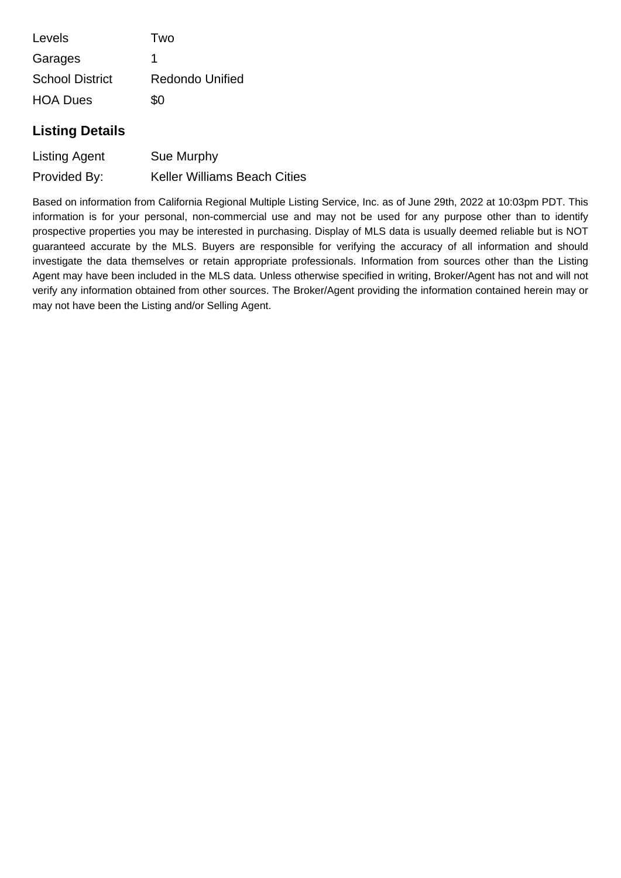| | |
|---|---|
| Levels | Two |
| Garages | 1 |
| School District | Redondo Unified |
| HOA Dues | $0 |

## Listing Details

| | |
|---|---|
| Listing Agent | Sue Murphy |
| Provided By: | Keller Williams Beach Cities |

Based on information from California Regional Multiple Listing Service, Inc. as of June 29th, 2022 at 10:03pm PDT. This information is for your personal, non-commercial use and may not be used for any purpose other than to identify prospective properties you may be interested in purchasing. Display of MLS data is usually deemed reliable but is NOT guaranteed accurate by the MLS. Buyers are responsible for verifying the accuracy of all information and should investigate the data themselves or retain appropriate professionals. Information from sources other than the Listing Agent may have been included in the MLS data. Unless otherwise specified in writing, Broker/Agent has not and will not verify any information obtained from other sources. The Broker/Agent providing the information contained herein may or may not have been the Listing and/or Selling Agent.